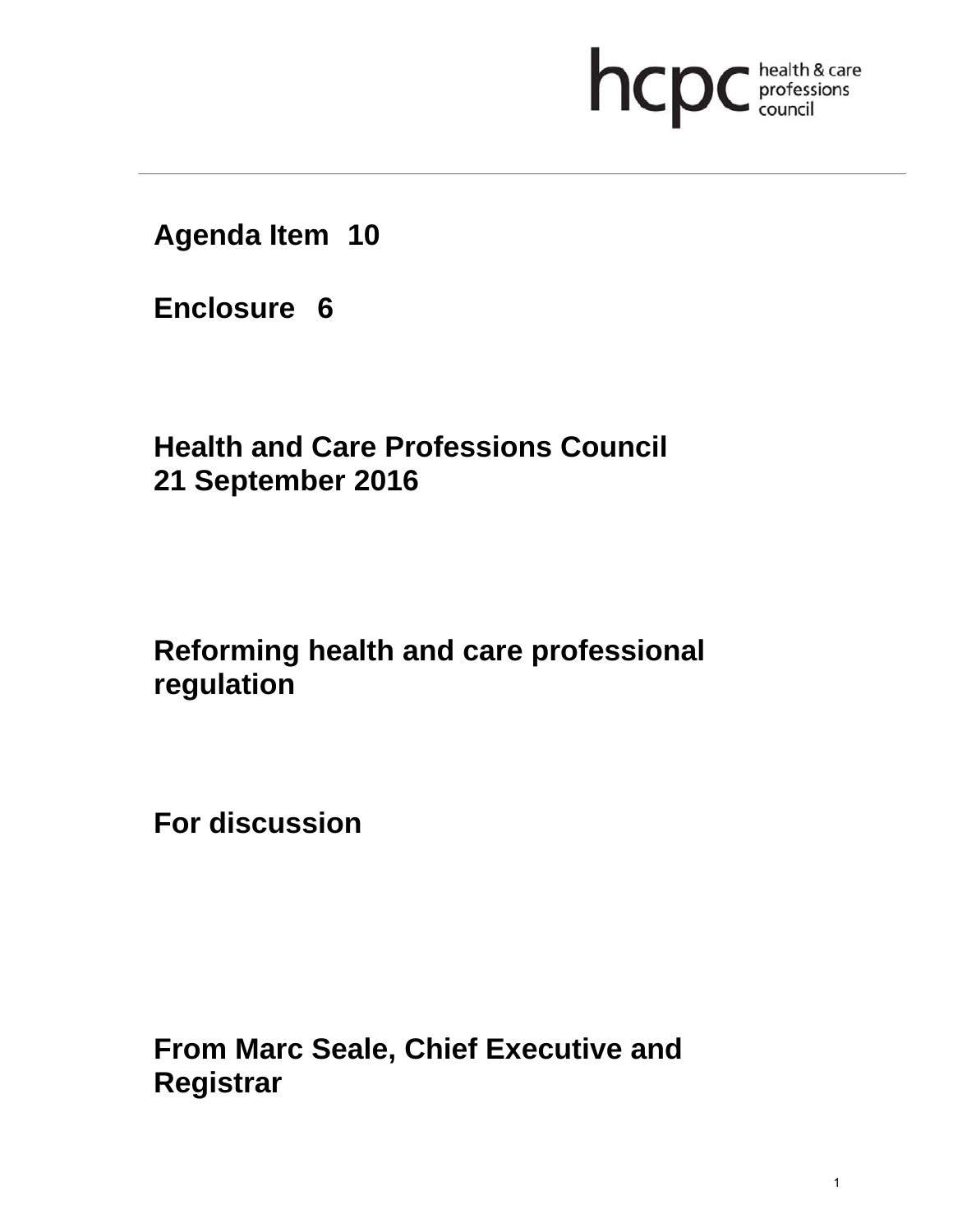hcpc health & care professions council

**Agenda Item 10**

**Enclosure 6**

**Health and Care Professions Council**
**21 September 2016**

# Reforming health and care professional regulation

**For discussion**

**From Marc Seale, Chief Executive and Registrar**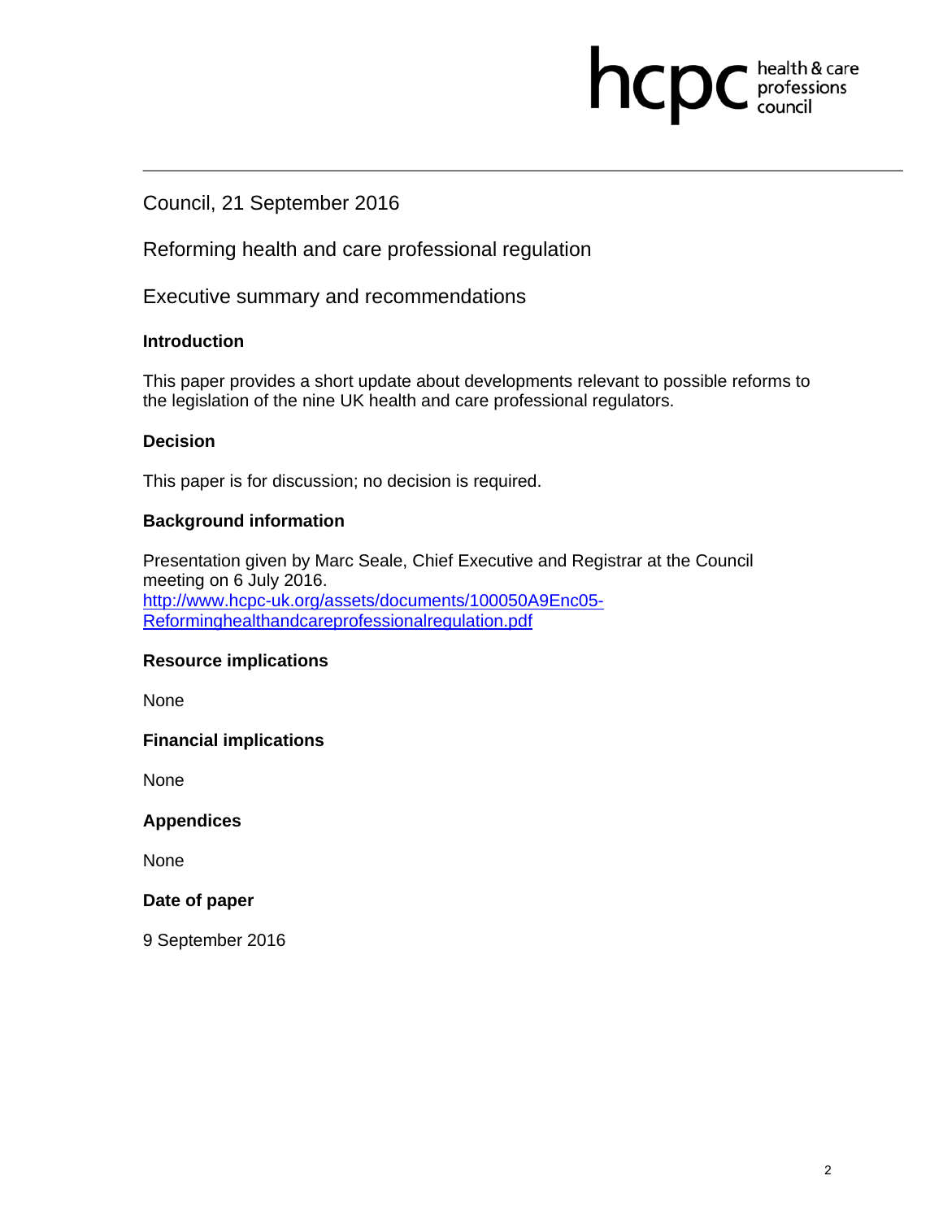Council, 21 September 2016

Reforming health and care professional regulation

Executive summary and recommendations

**Introduction**

This paper provides a short update about developments relevant to possible reforms to the legislation of the nine UK health and care professional regulators.

**Decision**

This paper is for discussion; no decision is required.

**Background information**

Presentation given by Marc Seale, Chief Executive and Registrar at the Council meeting on 6 July 2016.
[http://www.hcpc-uk.org/assets/documents/100050A9Enc05-Reforminghealthandcareprofessionalregulation.pdf](http://www.hcpc-uk.org/assets/documents/100050A9Enc05-Reforminghealthandcareprofessionalregulation.pdf)

**Resource implications**

None

**Financial implications**

None

**Appendices**

None

**Date of paper**

9 September 2016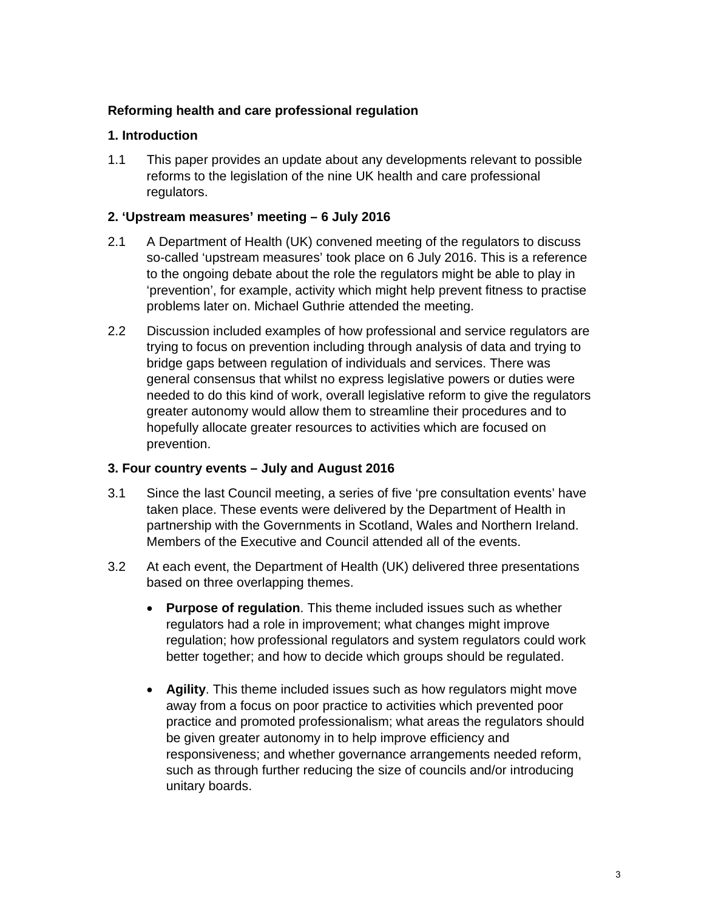**Reforming health and care professional regulation**

**1. Introduction**

1.1 This paper provides an update about any developments relevant to possible reforms to the legislation of the nine UK health and care professional regulators.

**2. 'Upstream measures' meeting – 6 July 2016**

2.1 A Department of Health (UK) convened meeting of the regulators to discuss so-called 'upstream measures' took place on 6 July 2016. This is a reference to the ongoing debate about the role the regulators might be able to play in 'prevention', for example, activity which might help prevent fitness to practise problems later on. Michael Guthrie attended the meeting.

2.2 Discussion included examples of how professional and service regulators are trying to focus on prevention including through analysis of data and trying to bridge gaps between regulation of individuals and services. There was general consensus that whilst no express legislative powers or duties were needed to do this kind of work, overall legislative reform to give the regulators greater autonomy would allow them to streamline their procedures and to hopefully allocate greater resources to activities which are focused on prevention.

**3. Four country events – July and August 2016**

3.1 Since the last Council meeting, a series of five 'pre consultation events' have taken place. These events were delivered by the Department of Health in partnership with the Governments in Scotland, Wales and Northern Ireland. Members of the Executive and Council attended all of the events.

3.2 At each event, the Department of Health (UK) delivered three presentations based on three overlapping themes.

- **Purpose of regulation**. This theme included issues such as whether regulators had a role in improvement; what changes might improve regulation; how professional regulators and system regulators could work better together; and how to decide which groups should be regulated.

- **Agility**. This theme included issues such as how regulators might move away from a focus on poor practice to activities which prevented poor practice and promoted professionalism; what areas the regulators should be given greater autonomy in to help improve efficiency and responsiveness; and whether governance arrangements needed reform, such as through further reducing the size of councils and/or introducing unitary boards.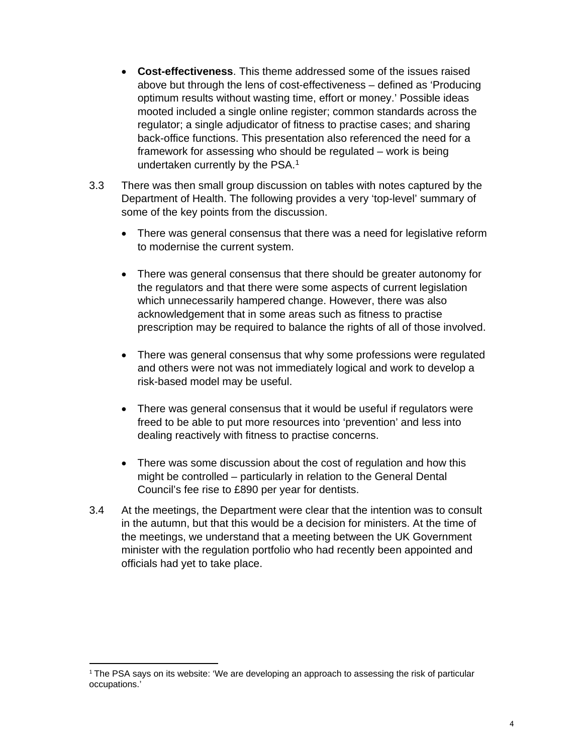- **Cost-effectiveness**. This theme addressed some of the issues raised above but through the lens of cost-effectiveness – defined as 'Producing optimum results without wasting time, effort or money.' Possible ideas mooted included a single online register; common standards across the regulator; a single adjudicator of fitness to practise cases; and sharing back-office functions. This presentation also referenced the need for a framework for assessing who should be regulated – work is being undertaken currently by the PSA.[1]

3.3 There was then small group discussion on tables with notes captured by the Department of Health. The following provides a very 'top-level' summary of some of the key points from the discussion.

- There was general consensus that there was a need for legislative reform to modernise the current system.

- There was general consensus that there should be greater autonomy for the regulators and that there were some aspects of current legislation which unnecessarily hampered change. However, there was also acknowledgement that in some areas such as fitness to practise prescription may be required to balance the rights of all of those involved.

- There was general consensus that why some professions were regulated and others were not was not immediately logical and work to develop a risk-based model may be useful.

- There was general consensus that it would be useful if regulators were freed to be able to put more resources into 'prevention' and less into dealing reactively with fitness to practise concerns.

- There was some discussion about the cost of regulation and how this might be controlled – particularly in relation to the General Dental Council's fee rise to £890 per year for dentists.

3.4 At the meetings, the Department were clear that the intention was to consult in the autumn, but that this would be a decision for ministers. At the time of the meetings, we understand that a meeting between the UK Government minister with the regulation portfolio who had recently been appointed and officials had yet to take place.

[1] The PSA says on its website: 'We are developing an approach to assessing the risk of particular occupations.'